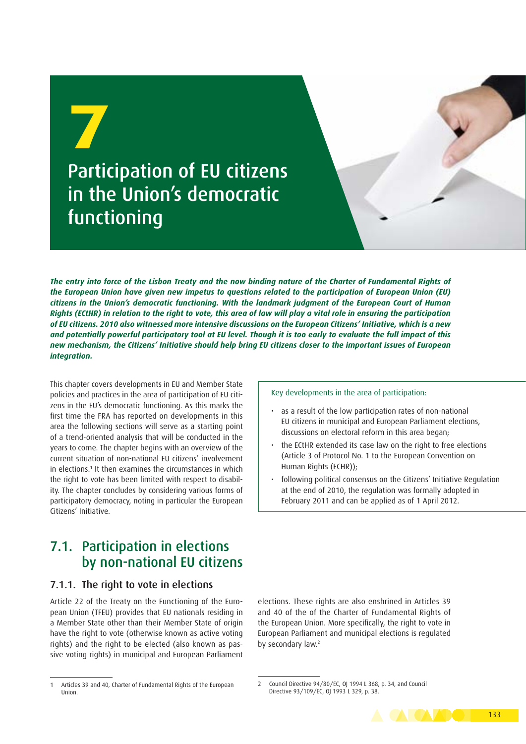# 7 Participation of EU citizens in the Union's democratic functioning

***The entry into force of the Lisbon Treaty and the now binding nature of the Charter of Fundamental Rights of the European Union have given new impetus to questions related to the participation of European Union (EU) citizens in the Union's democratic functioning. With the landmark judgment of the European Court of Human Rights (ECtHR) in relation to the right to vote, this area of law will play a vital role in ensuring the participation of EU citizens. 2010 also witnessed more intensive discussions on the European Citizens' Initiative, which is a new and potentially powerful participatory tool at EU level. Though it is too early to evaluate the full impact of this new mechanism, the Citizens' Initiative should help bring EU citizens closer to the important issues of European integration.***

This chapter covers developments in EU and Member State policies and practices in the area of participation of EU citizens in the EU's democratic functioning. As this marks the first time the FRA has reported on developments in this area the following sections will serve as a starting point of a trend-oriented analysis that will be conducted in the years to come. The chapter begins with an overview of the current situation of non-national EU citizens' involvement in elections.[1] It then examines the circumstances in which the right to vote has been limited with respect to disability. The chapter concludes by considering various forms of participatory democracy, noting in particular the European Citizens' Initiative.

Key developments in the area of participation:

- as a result of the low participation rates of non-national EU citizens in municipal and European Parliament elections, discussions on electoral reform in this area began;
- the ECtHR extended its case law on the right to free elections (Article 3 of Protocol No. 1 to the European Convention on Human Rights (ECHR));
- following political consensus on the Citizens' Initiative Regulation at the end of 2010, the regulation was formally adopted in February 2011 and can be applied as of 1 April 2012.

## 7.1. Participation in elections by non-national EU citizens

### 7.1.1. The right to vote in elections

Article 22 of the Treaty on the Functioning of the European Union (TFEU) provides that EU nationals residing in a Member State other than their Member State of origin have the right to vote (otherwise known as active voting rights) and the right to be elected (also known as passive voting rights) in municipal and European Parliament elections. These rights are also enshrined in Articles 39 and 40 of the of the Charter of Fundamental Rights of the European Union. More specifically, the right to vote in European Parliament and municipal elections is regulated by secondary law.[2]

1 Articles 39 and 40, Charter of Fundamental Rights of the European Union.

2 Council Directive 94/80/EC, OJ 1994 L 368, p. 34, and Council Directive 93/109/EC, OJ 1993 L 329, p. 38.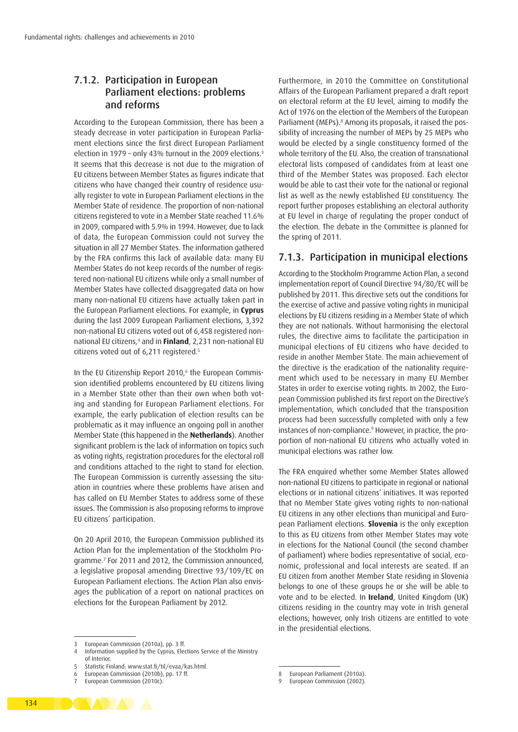### 7.1.2. Participation in European Parliament elections: problems and reforms

According to the European Commission, there has been a steady decrease in voter participation in European Parliament elections since the first direct European Parliament election in 1979 – only 43% turnout in the 2009 elections.[3] It seems that this decrease is not due to the migration of EU citizens between Member States as figures indicate that citizens who have changed their country of residence usually register to vote in European Parliament elections in the Member State of residence. The proportion of non-national citizens registered to vote in a Member State reached 11.6% in 2009, compared with 5.9% in 1994. However, due to lack of data, the European Commission could not survey the situation in all 27 Member States. The information gathered by the FRA confirms this lack of available data: many EU Member States do not keep records of the number of registered non-national EU citizens while only a small number of Member States have collected disaggregated data on how many non-national EU citizens have actually taken part in the European Parliament elections. For example, in **Cyprus** during the last 2009 European Parliament elections, 3,392 non-national EU citizens voted out of 6,458 registered non-national EU citizens,[4] and in **Finland**, 2,231 non-national EU citizens voted out of 6,211 registered.[5]

In the EU Citizenship Report 2010,[6] the European Commission identified problems encountered by EU citizens living in a Member State other than their own when both voting and standing for European Parliament elections. For example, the early publication of election results can be problematic as it may influence an ongoing poll in another Member State (this happened in the **Netherlands**). Another significant problem is the lack of information on topics such as voting rights, registration procedures for the electoral roll and conditions attached to the right to stand for election. The European Commission is currently assessing the situation in countries where these problems have arisen and has called on EU Member States to address some of these issues. The Commission is also proposing reforms to improve EU citizens' participation.

On 20 April 2010, the European Commission published its Action Plan for the implementation of the Stockholm Programme.[7] For 2011 and 2012, the Commission announced, a legislative proposal amending Directive 93/109/EC on European Parliament elections. The Action Plan also envisages the publication of a report on national practices on elections for the European Parliament by 2012.

Furthermore, in 2010 the Committee on Constitutional Affairs of the European Parliament prepared a draft report on electoral reform at the EU level, aiming to modify the Act of 1976 on the election of the Members of the European Parliament (MEPs).[8] Among its proposals, it raised the possibility of increasing the number of MEPs by 25 MEPs who would be elected by a single constituency formed of the whole territory of the EU. Also, the creation of transnational electoral lists composed of candidates from at least one third of the Member States was proposed. Each elector would be able to cast their vote for the national or regional list as well as the newly established EU constituency. The report further proposes establishing an electoral authority at EU level in charge of regulating the proper conduct of the election. The debate in the Committee is planned for the spring of 2011.

### 7.1.3. Participation in municipal elections

According to the Stockholm Programme Action Plan, a second implementation report of Council Directive 94/80/EC will be published by 2011. This directive sets out the conditions for the exercise of active and passive voting rights in municipal elections by EU citizens residing in a Member State of which they are not nationals. Without harmonising the electoral rules, the directive aims to facilitate the participation in municipal elections of EU citizens who have decided to reside in another Member State. The main achievement of the directive is the eradication of the nationality requirement which used to be necessary in many EU Member States in order to exercise voting rights. In 2002, the European Commission published its first report on the Directive's implementation, which concluded that the transposition process had been successfully completed with only a few instances of non-compliance.[9] However, in practice, the proportion of non-national EU citizens who actually voted in municipal elections was rather low.

The FRA enquired whether some Member States allowed non-national EU citizens to participate in regional or national elections or in national citizens' initiatives. It was reported that no Member State gives voting rights to non-national EU citizens in any other elections than municipal and European Parliament elections. **Slovenia** is the only exception to this as EU citizens from other Member States may vote in elections for the National Council (the second chamber of parliament) where bodies representative of social, economic, professional and local interests are seated. If an EU citizen from another Member State residing in Slovenia belongs to one of these groups he or she will be able to vote and to be elected. In **Ireland**, United Kingdom (UK) citizens residing in the country may vote in Irish general elections; however, only Irish citizens are entitled to vote in the presidential elections.

---

3 European Commission (2010a), pp. 3 ff.

4 Information supplied by the Cyprus, Elections Service of the Ministry of Interior.

5 Statistic Finland: www.stat.fi/til/evaa/kas.html.

6 European Commission (2010b), pp. 17 ff.

7 European Commission (2010c).

8 European Parliament (2010a).

9 European Commission (2002).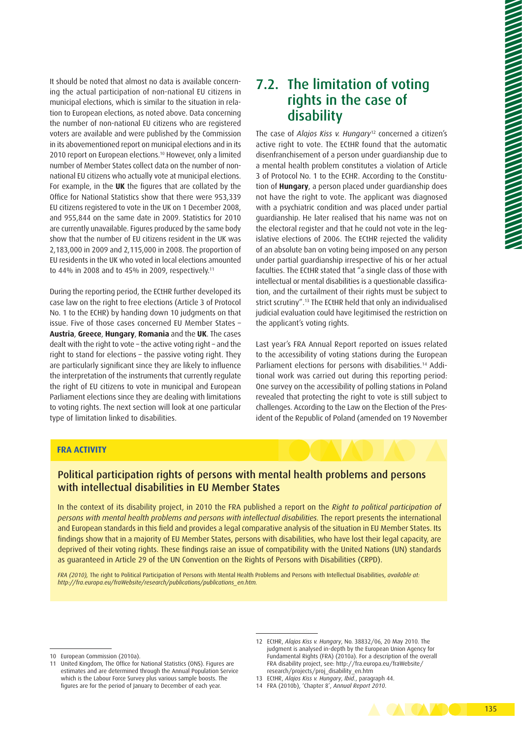It should be noted that almost no data is available concerning the actual participation of non-national EU citizens in municipal elections, which is similar to the situation in relation to European elections, as noted above. Data concerning the number of non-national EU citizens who are registered voters are available and were published by the Commission in its abovementioned report on municipal elections and in its 2010 report on European elections.[10] However, only a limited number of Member States collect data on the number of non-national EU citizens who actually vote at municipal elections. For example, in the **UK** the figures that are collated by the Office for National Statistics show that there were 953,339 EU citizens registered to vote in the UK on 1 December 2008, and 955,844 on the same date in 2009. Statistics for 2010 are currently unavailable. Figures produced by the same body show that the number of EU citizens resident in the UK was 2,183,000 in 2009 and 2,115,000 in 2008. The proportion of EU residents in the UK who voted in local elections amounted to 44% in 2008 and to 45% in 2009, respectively.[11]

During the reporting period, the ECtHR further developed its case law on the right to free elections (Article 3 of Protocol No. 1 to the ECHR) by handing down 10 judgments on that issue. Five of those cases concerned EU Member States – **Austria**, **Greece**, **Hungary**, **Romania** and the **UK**. The cases dealt with the right to vote – the active voting right – and the right to stand for elections – the passive voting right. They are particularly significant since they are likely to influence the interpretation of the instruments that currently regulate the right of EU citizens to vote in municipal and European Parliament elections since they are dealing with limitations to voting rights. The next section will look at one particular type of limitation linked to disabilities.

## 7.2. The limitation of voting rights in the case of disability

The case of *Alajos Kiss v. Hungary*[12] concerned a citizen's active right to vote. The ECtHR found that the automatic disenfranchisement of a person under guardianship due to a mental health problem constitutes a violation of Article 3 of Protocol No. 1 to the ECHR. According to the Constitution of **Hungary**, a person placed under guardianship does not have the right to vote. The applicant was diagnosed with a psychiatric condition and was placed under partial guardianship. He later realised that his name was not on the electoral register and that he could not vote in the legislative elections of 2006. The ECtHR rejected the validity of an absolute ban on voting being imposed on any person under partial guardianship irrespective of his or her actual faculties. The ECtHR stated that "a single class of those with intellectual or mental disabilities is a questionable classification, and the curtailment of their rights must be subject to strict scrutiny".[13] The ECtHR held that only an individualised judicial evaluation could have legitimised the restriction on the applicant's voting rights.

Last year's FRA Annual Report reported on issues related to the accessibility of voting stations during the European Parliament elections for persons with disabilities.[14] Additional work was carried out during this reporting period: One survey on the accessibility of polling stations in Poland revealed that protecting the right to vote is still subject to challenges. According to the Law on the Election of the President of the Republic of Poland (amended on 19 November

**FRA ACTIVITY**

### Political participation rights of persons with mental health problems and persons with intellectual disabilities in EU Member States

In the context of its disability project, in 2010 the FRA published a report on the *Right to political participation of persons with mental health problems and persons with intellectual disabilities.* The report presents the international and European standards in this field and provides a legal comparative analysis of the situation in EU Member States. Its findings show that in a majority of EU Member States, persons with disabilities, who have lost their legal capacity, are deprived of their voting rights. These findings raise an issue of compatibility with the United Nations (UN) standards as guaranteed in Article 29 of the UN Convention on the Rights of Persons with Disabilities (CRPD).

*FRA (2010),* The right to Political Participation of Persons with Mental Health Problems and Persons with Intellectual Disabilities, *available at: http://fra.europa.eu/fraWebsite/research/publications/publications_en.htm.*

---

10 European Commission (2010a).

11 United Kingdom, The Office for National Statistics (ONS). Figures are estimates and are determined through the Annual Population Service which is the Labour Force Survey plus various sample boosts. The figures are for the period of January to December of each year.

12 ECtHR, *Alajos Kiss v. Hungary*, No. 38832/06, 20 May 2010. The judgment is analysed in-depth by the European Union Agency for Fundamental Rights (FRA) (2010a). For a description of the overall FRA disability project, see: http://fra.europa.eu/fraWebsite/research/projects/proj_disability_en.htm

13 ECtHR, *Alajos Kiss v. Hungary*, *Ibid.*, paragraph 44.

14 FRA (2010b), 'Chapter 8', *Annual Report 2010*.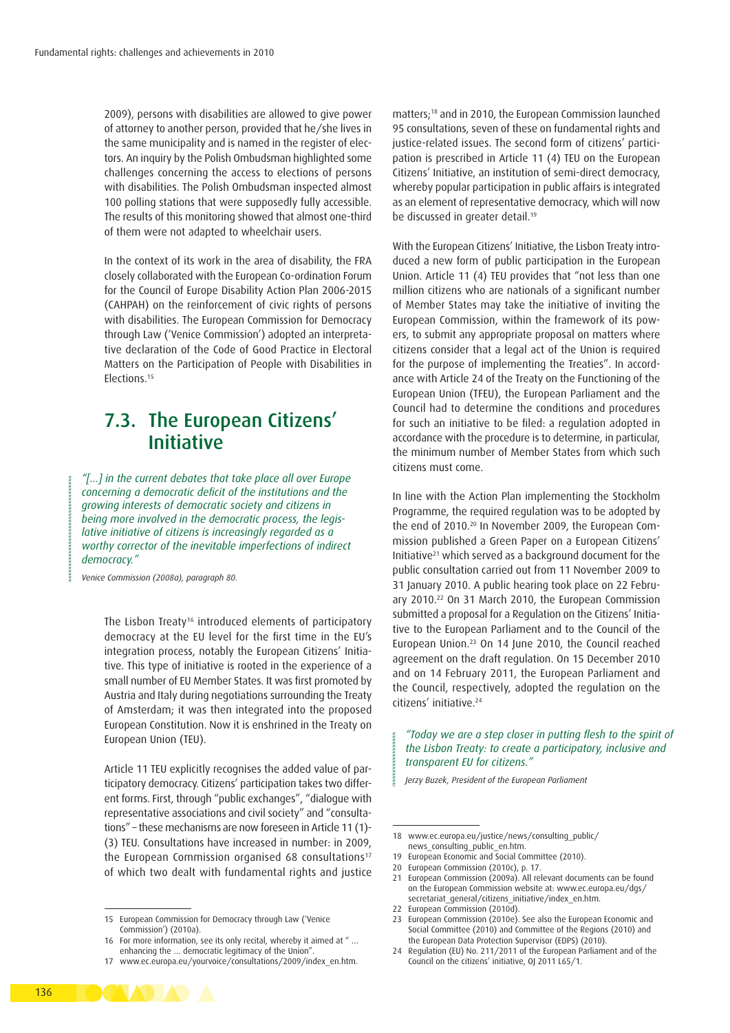2009), persons with disabilities are allowed to give power of attorney to another person, provided that he/she lives in the same municipality and is named in the register of electors. An inquiry by the Polish Ombudsman highlighted some challenges concerning the access to elections of persons with disabilities. The Polish Ombudsman inspected almost 100 polling stations that were supposedly fully accessible. The results of this monitoring showed that almost one-third of them were not adapted to wheelchair users.

In the context of its work in the area of disability, the FRA closely collaborated with the European Co-ordination Forum for the Council of Europe Disability Action Plan 2006-2015 (CAHPAH) on the reinforcement of civic rights of persons with disabilities. The European Commission for Democracy through Law ('Venice Commission') adopted an interpretative declaration of the Code of Good Practice in Electoral Matters on the Participation of People with Disabilities in Elections.[15]

## 7.3. The European Citizens' Initiative

*"[...] in the current debates that take place all over Europe concerning a democratic deficit of the institutions and the growing interests of democratic society and citizens in being more involved in the democratic process, the legislative initiative of citizens is increasingly regarded as a worthy corrector of the inevitable imperfections of indirect democracy."*

*Venice Commission (2008a), paragraph 80.*

The Lisbon Treaty[16] introduced elements of participatory democracy at the EU level for the first time in the EU's integration process, notably the European Citizens' Initiative. This type of initiative is rooted in the experience of a small number of EU Member States. It was first promoted by Austria and Italy during negotiations surrounding the Treaty of Amsterdam; it was then integrated into the proposed European Constitution. Now it is enshrined in the Treaty on European Union (TEU).

Article 11 TEU explicitly recognises the added value of participatory democracy. Citizens' participation takes two different forms. First, through "public exchanges", "dialogue with representative associations and civil society" and "consultations" – these mechanisms are now foreseen in Article 11 (1)-(3) TEU. Consultations have increased in number: in 2009, the European Commission organised 68 consultations[17] of which two dealt with fundamental rights and justice matters;[18] and in 2010, the European Commission launched 95 consultations, seven of these on fundamental rights and justice-related issues. The second form of citizens' participation is prescribed in Article 11 (4) TEU on the European Citizens' Initiative, an institution of semi-direct democracy, whereby popular participation in public affairs is integrated as an element of representative democracy, which will now be discussed in greater detail.[19]

With the European Citizens' Initiative, the Lisbon Treaty introduced a new form of public participation in the European Union. Article 11 (4) TEU provides that "not less than one million citizens who are nationals of a significant number of Member States may take the initiative of inviting the European Commission, within the framework of its powers, to submit any appropriate proposal on matters where citizens consider that a legal act of the Union is required for the purpose of implementing the Treaties". In accordance with Article 24 of the Treaty on the Functioning of the European Union (TFEU), the European Parliament and the Council had to determine the conditions and procedures for such an initiative to be filed: a regulation adopted in accordance with the procedure is to determine, in particular, the minimum number of Member States from which such citizens must come.

In line with the Action Plan implementing the Stockholm Programme, the required regulation was to be adopted by the end of 2010.[20] In November 2009, the European Commission published a Green Paper on a European Citizens' Initiative[21] which served as a background document for the public consultation carried out from 11 November 2009 to 31 January 2010. A public hearing took place on 22 February 2010.[22] On 31 March 2010, the European Commission submitted a proposal for a Regulation on the Citizens' Initiative to the European Parliament and to the Council of the European Union.[23] On 14 June 2010, the Council reached agreement on the draft regulation. On 15 December 2010 and on 14 February 2011, the European Parliament and the Council, respectively, adopted the regulation on the citizens' initiative.[24]

*"Today we are a step closer in putting flesh to the spirit of the Lisbon Treaty: to create a participatory, inclusive and transparent EU for citizens."*

*Jerzy Buzek, President of the European Parliament*

---

15 European Commission for Democracy through Law ('Venice Commission') (2010a).

16 For more information, see its only recital, whereby it aimed at " ... enhancing the ... democratic legitimacy of the Union".

17 www.ec.europa.eu/yourvoice/consultations/2009/index_en.htm.

18 www.ec.europa.eu/justice/news/consulting_public/news_consulting_public_en.htm.

19 European Economic and Social Committee (2010).

20 European Commission (2010c), p. 17.

21 European Commission (2009a). All relevant documents can be found on the European Commission website at: www.ec.europa.eu/dgs/secretariat_general/citizens_initiative/index_en.htm.

22 European Commission (2010d).

23 European Commission (2010e). See also the European Economic and Social Committee (2010) and Committee of the Regions (2010) and the European Data Protection Supervisor (EDPS) (2010).

24 Regulation (EU) No. 211/2011 of the European Parliament and of the Council on the citizens' initiative, OJ 2011 L65/1.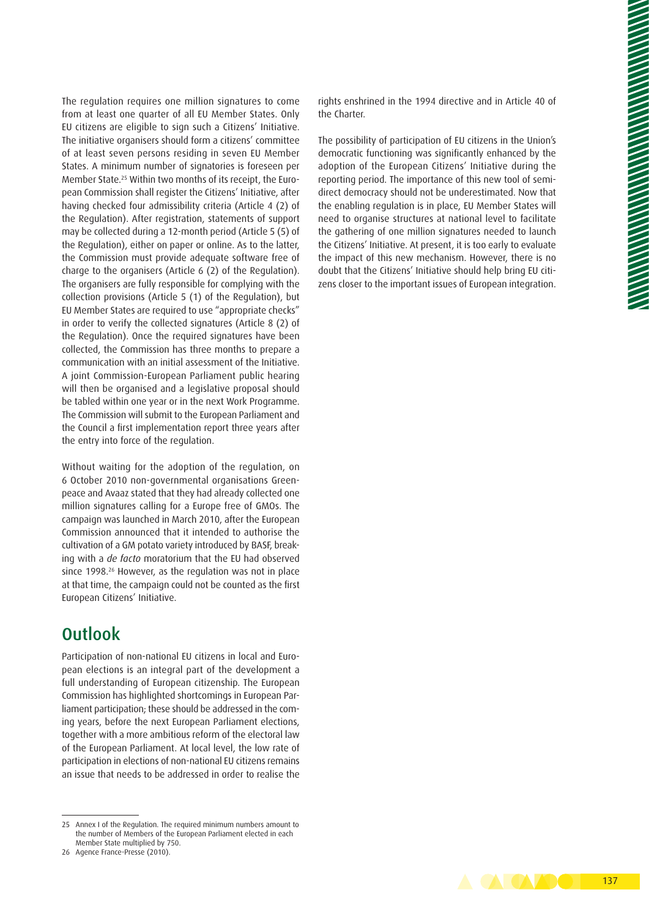The regulation requires one million signatures to come from at least one quarter of all EU Member States. Only EU citizens are eligible to sign such a Citizens' Initiative. The initiative organisers should form a citizens' committee of at least seven persons residing in seven EU Member States. A minimum number of signatories is foreseen per Member State.[25] Within two months of its receipt, the European Commission shall register the Citizens' Initiative, after having checked four admissibility criteria (Article 4 (2) of the Regulation). After registration, statements of support may be collected during a 12-month period (Article 5 (5) of the Regulation), either on paper or online. As to the latter, the Commission must provide adequate software free of charge to the organisers (Article 6 (2) of the Regulation). The organisers are fully responsible for complying with the collection provisions (Article 5 (1) of the Regulation), but EU Member States are required to use "appropriate checks" in order to verify the collected signatures (Article 8 (2) of the Regulation). Once the required signatures have been collected, the Commission has three months to prepare a communication with an initial assessment of the Initiative. A joint Commission-European Parliament public hearing will then be organised and a legislative proposal should be tabled within one year or in the next Work Programme. The Commission will submit to the European Parliament and the Council a first implementation report three years after the entry into force of the regulation.

Without waiting for the adoption of the regulation, on 6 October 2010 non-governmental organisations Greenpeace and Avaaz stated that they had already collected one million signatures calling for a Europe free of GMOs. The campaign was launched in March 2010, after the European Commission announced that it intended to authorise the cultivation of a GM potato variety introduced by BASF, breaking with a *de facto* moratorium that the EU had observed since 1998.[26] However, as the regulation was not in place at that time, the campaign could not be counted as the first European Citizens' Initiative.

## Outlook

Participation of non-national EU citizens in local and European elections is an integral part of the development a full understanding of European citizenship. The European Commission has highlighted shortcomings in European Parliament participation; these should be addressed in the coming years, before the next European Parliament elections, together with a more ambitious reform of the electoral law of the European Parliament. At local level, the low rate of participation in elections of non-national EU citizens remains an issue that needs to be addressed in order to realise the rights enshrined in the 1994 directive and in Article 40 of the Charter.

The possibility of participation of EU citizens in the Union's democratic functioning was significantly enhanced by the adoption of the European Citizens' Initiative during the reporting period. The importance of this new tool of semi-direct democracy should not be underestimated. Now that the enabling regulation is in place, EU Member States will need to organise structures at national level to facilitate the gathering of one million signatures needed to launch the Citizens' Initiative. At present, it is too early to evaluate the impact of this new mechanism. However, there is no doubt that the Citizens' Initiative should help bring EU citizens closer to the important issues of European integration.

---

25 Annex I of the Regulation. The required minimum numbers amount to the number of Members of the European Parliament elected in each Member State multiplied by 750.

26 Agence France-Presse (2010).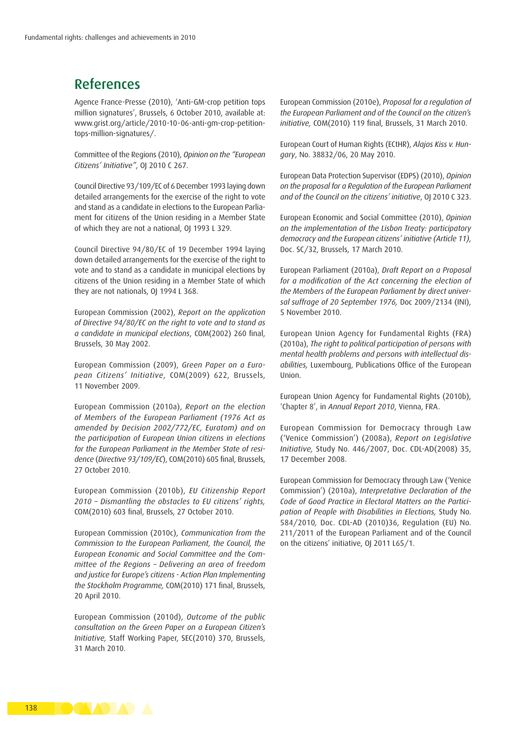## References

Agence France-Presse (2010), 'Anti-GM-crop petition tops million signatures', Brussels, 6 October 2010, available at: www.grist.org/article/2010-10-06-anti-gm-crop-petition-tops-million-signatures/.

Committee of the Regions (2010), *Opinion on the "European Citizens' Initiative"*, OJ 2010 C 267.

Council Directive 93/109/EC of 6 December 1993 laying down detailed arrangements for the exercise of the right to vote and stand as a candidate in elections to the European Parliament for citizens of the Union residing in a Member State of which they are not a national, OJ 1993 L 329.

Council Directive 94/80/EC of 19 December 1994 laying down detailed arrangements for the exercise of the right to vote and to stand as a candidate in municipal elections by citizens of the Union residing in a Member State of which they are not nationals, OJ 1994 L 368.

European Commission (2002), *Report on the application of Directive 94/80/EC on the right to vote and to stand as a candidate in municipal elections*, COM(2002) 260 final, Brussels, 30 May 2002.

European Commission (2009), *Green Paper on a European Citizens' Initiative*, COM(2009) 622, Brussels, 11 November 2009.

European Commission (2010a), *Report on the election of Members of the European Parliament (1976 Act as amended by Decision 2002/772/EC, Euratom) and on the participation of European Union citizens in elections for the European Parliament in the Member State of residence* (*Directive 93/109/EC*), COM(2010) 605 final, Brussels, 27 October 2010.

European Commission (2010b), *EU Citizenship Report 2010 – Dismantling the obstacles to EU citizens' rights*, COM(2010) 603 final, Brussels, 27 October 2010.

European Commission (2010c), *Communication from the Commission to the European Parliament, the Council, the European Economic and Social Committee and the Committee of the Regions – Delivering an area of freedom and justice for Europe's citizens - Action Plan Implementing the Stockholm Programme,* COM(2010) 171 final, Brussels, 20 April 2010.

European Commission (2010d), *Outcome of the public consultation on the Green Paper on a European Citizen's Initiative,* Staff Working Paper, SEC(2010) 370, Brussels, 31 March 2010.

European Commission (2010e), *Proposal for a regulation of the European Parliament and of the Council on the citizen's initiative,* COM(2010) 119 final, Brussels, 31 March 2010.

European Court of Human Rights (ECtHR), *Alajos Kiss v. Hungary*, No. 38832/06, 20 May 2010.

European Data Protection Supervisor (EDPS) (2010), *Opinion on the proposal for a Regulation of the European Parliament and of the Council on the citizens' initiative*, OJ 2010 C 323.

European Economic and Social Committee (2010), *Opinion on the implementation of the Lisbon Treaty: participatory democracy and the European citizens' initiative (Article 11)*, Doc. SC/32, Brussels, 17 March 2010.

European Parliament (2010a), *Draft Report on a Proposal for a modification of the Act concerning the election of the Members of the European Parliament by direct universal suffrage of 20 September 1976,* Doc 2009/2134 (INI), 5 November 2010.

European Union Agency for Fundamental Rights (FRA) (2010a), *The right to political participation of persons with mental health problems and persons with intellectual disabilities,* Luxembourg, Publications Office of the European Union.

European Union Agency for Fundamental Rights (2010b), 'Chapter 8', in *Annual Report 2010*, Vienna, FRA.

European Commission for Democracy through Law ('Venice Commission') (2008a), *Report on Legislative Initiative,* Study No. 446/2007, Doc. CDL-AD(2008) 35, 17 December 2008.

European Commission for Democracy through Law ('Venice Commission') (2010a), *Interpretative Declaration of the Code of Good Practice in Electoral Matters on the Participation of People with Disabilities in Elections,* Study No. 584/2010, Doc. CDL-AD (2010)36, Regulation (EU) No. 211/2011 of the European Parliament and of the Council on the citizens' initiative, OJ 2011 L65/1.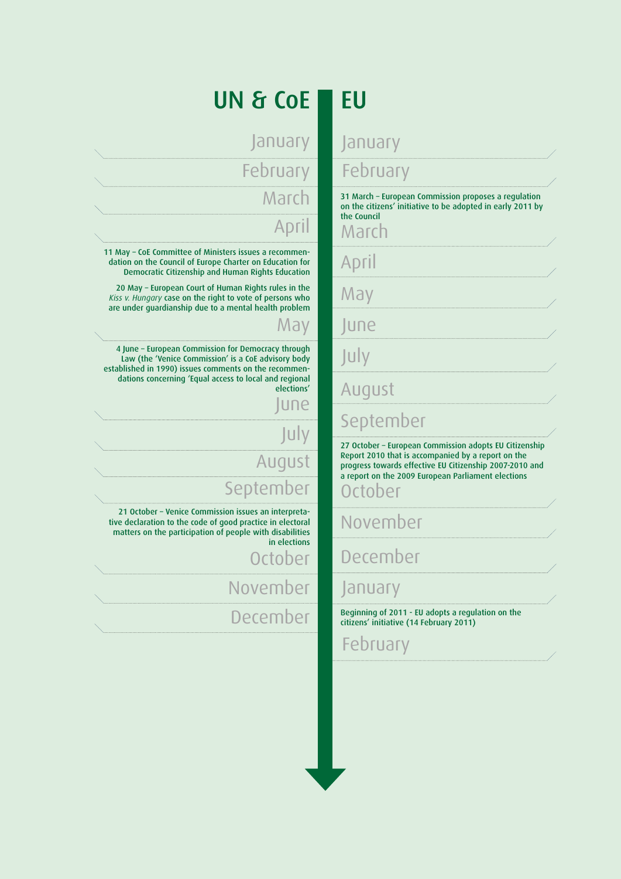## UN & CoE

January

February

March

April

11 May – CoE Committee of Ministers issues a recommendation on the Council of Europe Charter on Education for Democratic Citizenship and Human Rights Education

20 May – European Court of Human Rights rules in the *Kiss v. Hungary* case on the right to vote of persons who are under guardianship due to a mental health problem

May

4 June – European Commission for Democracy through Law (the 'Venice Commission' is a CoE advisory body established in 1990) issues comments on the recommendations concerning 'Equal access to local and regional elections'

June

July

August

September

21 October – Venice Commission issues an interpretative declaration to the code of good practice in electoral matters on the participation of people with disabilities in elections

October

November

December

## EU

January

February

31 March – European Commission proposes a regulation on the citizens' initiative to be adopted in early 2011 by the Council

March

April

May

June

July

August

September

27 October – European Commission adopts EU Citizenship Report 2010 that is accompanied by a report on the progress towards effective EU Citizenship 2007-2010 and a report on the 2009 European Parliament elections

October

November

December

January

Beginning of 2011 - EU adopts a regulation on the citizens' initiative (14 February 2011)

February